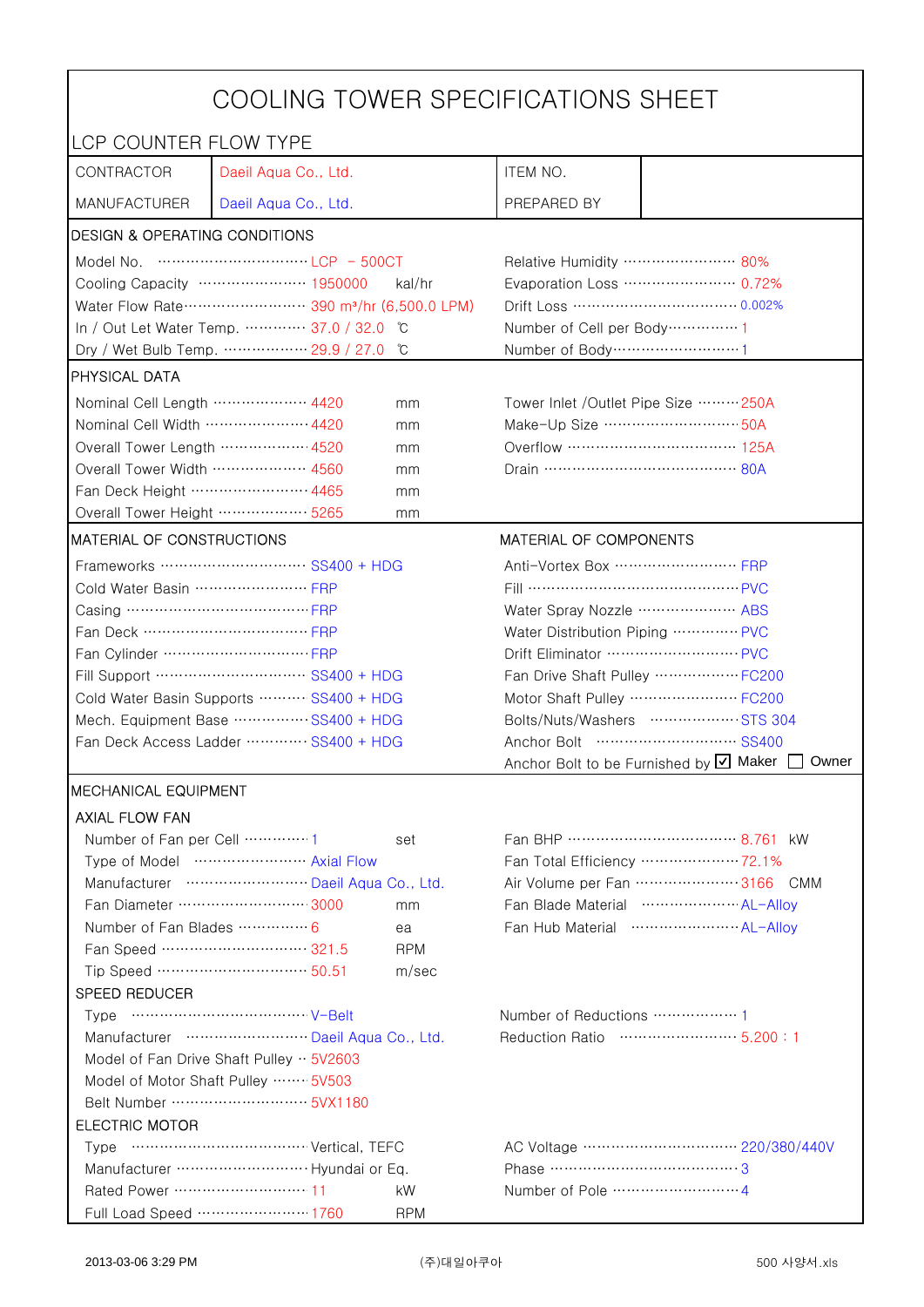# COOLING TOWER SPECIFICATIONS SHEET

## LCP COUNTER FLOW TYPE

| | | | |
|---|---|---|---|
| CONTRACTOR | Daeil Aqua Co., Ltd. | ITEM NO. | |
| MANUFACTURER | Daeil Aqua Co., Ltd. | PREPARED BY | |

### DESIGN & OPERATING CONDITIONS

| | | | |
|---|---|---|---|
| Model No. | LCP – 500CT | Relative Humidity | 80% |
| Cooling Capacity | 1950000 kal/hr | Evaporation Loss | 0.72% |
| Water Flow Rate | 390 m³/hr (6,500.0 LPM) | Drift Loss | 0.002% |
| In / Out Let Water Temp. | 37.0 / 32.0 ℃ | Number of Cell per Body | 1 |
| Dry / Wet Bulb Temp. | 29.9 / 27.0 ℃ | Number of Body | 1 |

### PHYSICAL DATA

| | | | |
|---|---|---|---|
| Nominal Cell Length | 4420 mm | Tower Inlet /Outlet Pipe Size | 250A |
| Nominal Cell Width | 4420 mm | Make-Up Size | 50A |
| Overall Tower Length | 4520 mm | Overflow | 125A |
| Overall Tower Width | 4560 mm | Drain | 80A |
| Fan Deck Height | 4465 mm | | |
| Overall Tower Height | 5265 mm | | |

### MATERIAL OF CONSTRUCTIONS / MATERIAL OF COMPONENTS

| MATERIAL OF CONSTRUCTIONS | | MATERIAL OF COMPONENTS | |
|---|---|---|---|
| Frameworks | SS400 + HDG | Anti-Vortex Box | FRP |
| Cold Water Basin | FRP | Fill | PVC |
| Casing | FRP | Water Spray Nozzle | ABS |
| Fan Deck | FRP | Water Distribution Piping | PVC |
| Fan Cylinder | FRP | Drift Eliminator | PVC |
| Fill Support | SS400 + HDG | Fan Drive Shaft Pulley | FC200 |
| Cold Water Basin Supports | SS400 + HDG | Motor Shaft Pulley | FC200 |
| Mech. Equipment Base | SS400 + HDG | Bolts/Nuts/Washers | STS 304 |
| Fan Deck Access Ladder | SS400 + HDG | Anchor Bolt | SS400 |
| | | Anchor Bolt to be Furnished by | ☑ Maker ☐ Owner |

### MECHANICAL EQUIPMENT

#### AXIAL FLOW FAN

| | | | |
|---|---|---|---|
| Number of Fan per Cell | 1 set | Fan BHP | 8.761 kW |
| Type of Model | Axial Flow | Fan Total Efficiency | 72.1% |
| Manufacturer | Daeil Aqua Co., Ltd. | Air Volume per Fan | 3166 CMM |
| Fan Diameter | 3000 mm | Fan Blade Material | AL-Alloy |
| Number of Fan Blades | 6 ea | Fan Hub Material | AL-Alloy |
| Fan Speed | 321.5 RPM | | |
| Tip Speed | 50.51 m/sec | | |

#### SPEED REDUCER

| | | | |
|---|---|---|---|
| Type | V-Belt | Number of Reductions | 1 |
| Manufacturer | Daeil Aqua Co., Ltd. | Reduction Ratio | 5.200 : 1 |
| Model of Fan Drive Shaft Pulley | 5V2603 | | |
| Model of Motor Shaft Pulley | 5V503 | | |
| Belt Number | 5VX1180 | | |

#### ELECTRIC MOTOR

| | | | |
|---|---|---|---|
| Type | Vertical, TEFC | AC Voltage | 220/380/440V |
| Manufacturer | Hyundai or Eq. | Phase | 3 |
| Rated Power | 11 kW | Number of Pole | 4 |
| Full Load Speed | 1760 RPM | | |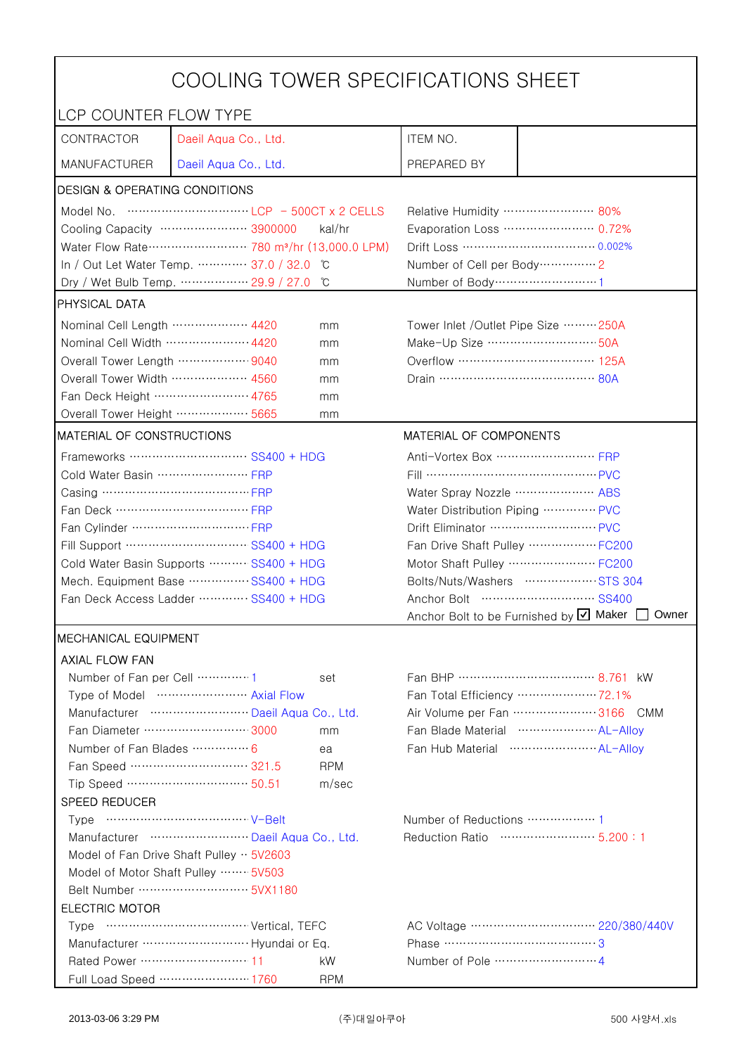# COOLING TOWER SPECIFICATIONS SHEET

LCP COUNTER FLOW TYPE

| | | | |
|---|---|---|---|
| CONTRACTOR | Daeil Aqua Co., Ltd. | ITEM NO. | |
| MANUFACTURER | Daeil Aqua Co., Ltd. | PREPARED BY | |

## DESIGN & OPERATING CONDITIONS

| | | | |
|---|---|---|---|
| Model No. | LCP – 500CT x 2 CELLS | Relative Humidity | 80% |
| Cooling Capacity | 3900000 kal/hr | Evaporation Loss | 0.72% |
| Water Flow Rate | 780 m³/hr (13,000.0 LPM) | Drift Loss | 0.002% |
| In / Out Let Water Temp. | 37.0 / 32.0 ℃ | Number of Cell per Body | 2 |
| Dry / Wet Bulb Temp. | 29.9 / 27.0 ℃ | Number of Body | 1 |

## PHYSICAL DATA

| | | | |
|---|---|---|---|
| Nominal Cell Length | 4420 mm | Tower Inlet /Outlet Pipe Size | 250A |
| Nominal Cell Width | 4420 mm | Make-Up Size | 50A |
| Overall Tower Length | 9040 mm | Overflow | 125A |
| Overall Tower Width | 4560 mm | Drain | 80A |
| Fan Deck Height | 4765 mm | | |
| Overall Tower Height | 5665 mm | | |

## MATERIAL OF CONSTRUCTIONS / MATERIAL OF COMPONENTS

| MATERIAL OF CONSTRUCTIONS | | MATERIAL OF COMPONENTS | |
|---|---|---|---|
| Frameworks | SS400 + HDG | Anti-Vortex Box | FRP |
| Cold Water Basin | FRP | Fill | PVC |
| Casing | FRP | Water Spray Nozzle | ABS |
| Fan Deck | FRP | Water Distribution Piping | PVC |
| Fan Cylinder | FRP | Drift Eliminator | PVC |
| Fill Support | SS400 + HDG | Fan Drive Shaft Pulley | FC200 |
| Cold Water Basin Supports | SS400 + HDG | Motor Shaft Pulley | FC200 |
| Mech. Equipment Base | SS400 + HDG | Bolts/Nuts/Washers | STS 304 |
| Fan Deck Access Ladder | SS400 + HDG | Anchor Bolt | SS400 |
| | | Anchor Bolt to be Furnished by | ☑ Maker ☐ Owner |

## MECHANICAL EQUIPMENT

### AXIAL FLOW FAN

| | | | |
|---|---|---|---|
| Number of Fan per Cell | 1 set | Fan BHP | 8.761 kW |
| Type of Model | Axial Flow | Fan Total Efficiency | 72.1% |
| Manufacturer | Daeil Aqua Co., Ltd. | Air Volume per Fan | 3166 CMM |
| Fan Diameter | 3000 mm | Fan Blade Material | AL-Alloy |
| Number of Fan Blades | 6 ea | Fan Hub Material | AL-Alloy |
| Fan Speed | 321.5 RPM | | |
| Tip Speed | 50.51 m/sec | | |

### SPEED REDUCER

| | | | |
|---|---|---|---|
| Type | V-Belt | Number of Reductions | 1 |
| Manufacturer | Daeil Aqua Co., Ltd. | Reduction Ratio | 5.200 : 1 |
| Model of Fan Drive Shaft Pulley | 5V2603 | | |
| Model of Motor Shaft Pulley | 5V503 | | |
| Belt Number | 5VX1180 | | |

### ELECTRIC MOTOR

| | | | |
|---|---|---|---|
| Type | Vertical, TEFC | AC Voltage | 220/380/440V |
| Manufacturer | Hyundai or Eq. | Phase | 3 |
| Rated Power | 11 kW | Number of Pole | 4 |
| Full Load Speed | 1760 RPM | | |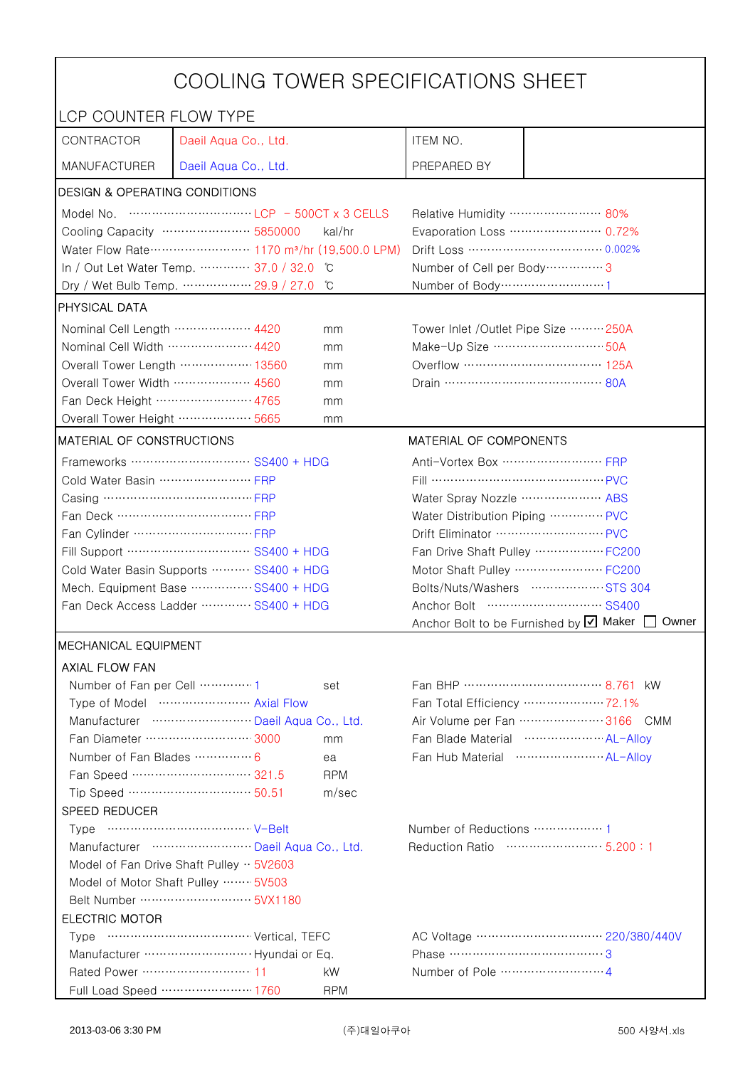# COOLING TOWER SPECIFICATIONS SHEET

## LCP COUNTER FLOW TYPE

| CONTRACTOR | Daeil Aqua Co., Ltd. | ITEM NO. | |
|---|---|---|---|
| MANUFACTURER | Daeil Aqua Co., Ltd. | PREPARED BY | |

### DESIGN & OPERATING CONDITIONS

| | | | | |
|---|---|---|---|---|
| Model No. | LCP - 500CT x 3 CELLS | | Relative Humidity | 80% |
| Cooling Capacity | 5850000 | kal/hr | Evaporation Loss | 0.72% |
| Water Flow Rate | 1170 m³/hr (19,500.0 LPM) | | Drift Loss | 0.002% |
| In / Out Let Water Temp. | 37.0 / 32.0 | ℃ | Number of Cell per Body | 3 |
| Dry / Wet Bulb Temp. | 29.9 / 27.0 | ℃ | Number of Body | 1 |

### PHYSICAL DATA

| | | | | |
|---|---|---|---|---|
| Nominal Cell Length | 4420 | mm | Tower Inlet /Outlet Pipe Size | 250A |
| Nominal Cell Width | 4420 | mm | Make-Up Size | 50A |
| Overall Tower Length | 13560 | mm | Overflow | 125A |
| Overall Tower Width | 4560 | mm | Drain | 80A |
| Fan Deck Height | 4765 | mm | | |
| Overall Tower Height | 5665 | mm | | |

### MATERIAL OF CONSTRUCTIONS / MATERIAL OF COMPONENTS

| MATERIAL OF CONSTRUCTIONS | | MATERIAL OF COMPONENTS | |
|---|---|---|---|
| Frameworks | SS400 + HDG | Anti-Vortex Box | FRP |
| Cold Water Basin | FRP | Fill | PVC |
| Casing | FRP | Water Spray Nozzle | ABS |
| Fan Deck | FRP | Water Distribution Piping | PVC |
| Fan Cylinder | FRP | Drift Eliminator | PVC |
| Fill Support | SS400 + HDG | Fan Drive Shaft Pulley | FC200 |
| Cold Water Basin Supports | SS400 + HDG | Motor Shaft Pulley | FC200 |
| Mech. Equipment Base | SS400 + HDG | Bolts/Nuts/Washers | STS 304 |
| Fan Deck Access Ladder | SS400 + HDG | Anchor Bolt | SS400 |
| | | Anchor Bolt to be Furnished by | ☑ Maker ☐ Owner |

### MECHANICAL EQUIPMENT

#### AXIAL FLOW FAN

| | | | | | |
|---|---|---|---|---|---|
| Number of Fan per Cell | 1 | set | Fan BHP | 8.761 | kW |
| Type of Model | Axial Flow | | Fan Total Efficiency | 72.1% | |
| Manufacturer | Daeil Aqua Co., Ltd. | | Air Volume per Fan | 3166 | CMM |
| Fan Diameter | 3000 | mm | Fan Blade Material | AL-Alloy | |
| Number of Fan Blades | 6 | ea | Fan Hub Material | AL-Alloy | |
| Fan Speed | 321.5 | RPM | | | |
| Tip Speed | 50.51 | m/sec | | | |

#### SPEED REDUCER

| | | | |
|---|---|---|---|
| Type | V-Belt | Number of Reductions | 1 |
| Manufacturer | Daeil Aqua Co., Ltd. | Reduction Ratio | 5.200 : 1 |
| Model of Fan Drive Shaft Pulley | 5V2603 | | |
| Model of Motor Shaft Pulley | 5V503 | | |
| Belt Number | 5VX1180 | | |

#### ELECTRIC MOTOR

| | | | | |
|---|---|---|---|---|
| Type | Vertical, TEFC | | AC Voltage | 220/380/440V |
| Manufacturer | Hyundai or Eq. | | Phase | 3 |
| Rated Power | 11 | kW | Number of Pole | 4 |
| Full Load Speed | 1760 | RPM | | |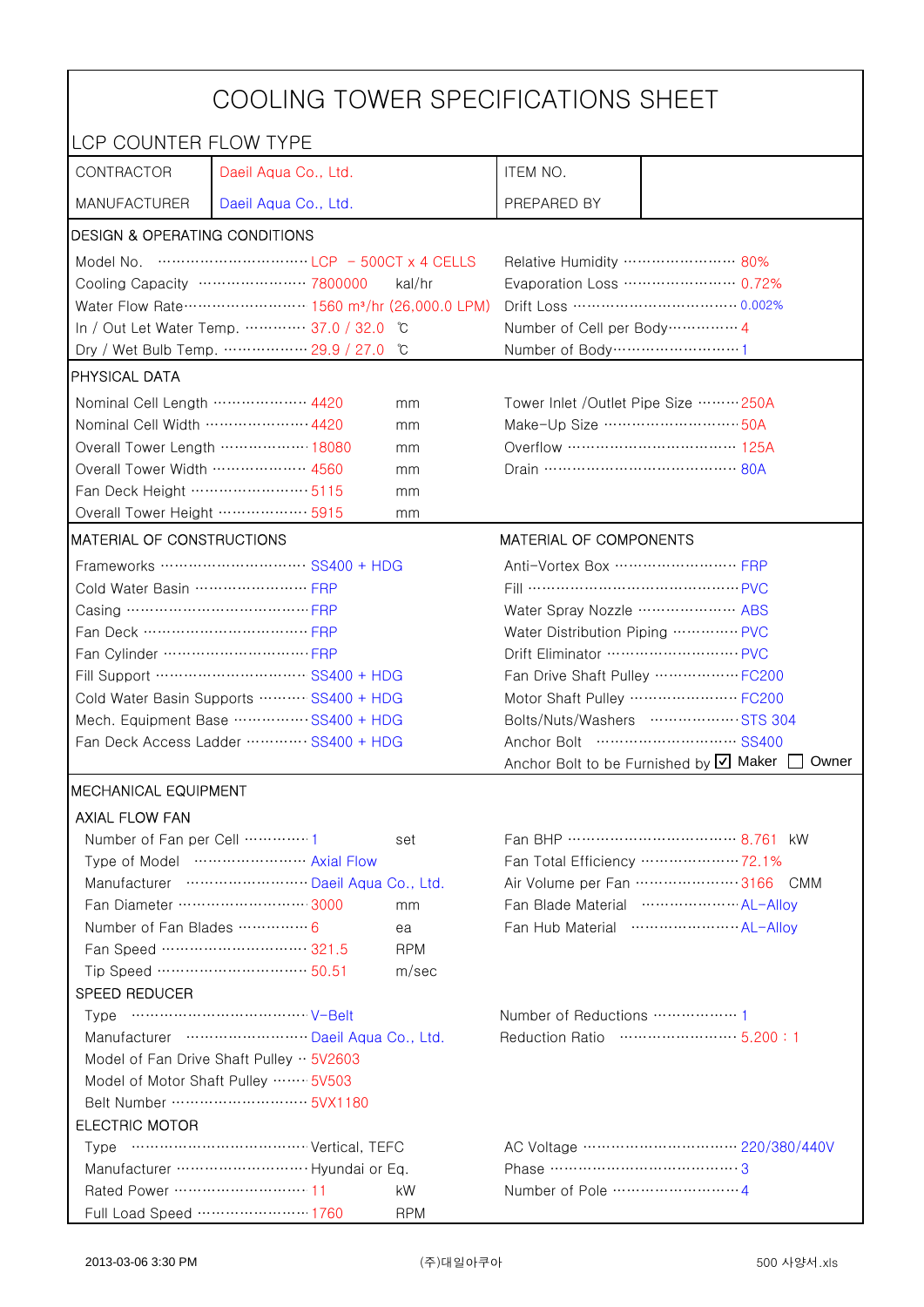# COOLING TOWER SPECIFICATIONS SHEET

## LCP COUNTER FLOW TYPE

| CONTRACTOR | Daeil Aqua Co., Ltd. | ITEM NO. | |
|---|---|---|---|
| MANUFACTURER | Daeil Aqua Co., Ltd. | PREPARED BY | |

### DESIGN & OPERATING CONDITIONS

| | | | |
|---|---|---|---|
| Model No. | LCP – 500CT x 4 CELLS | Relative Humidity | 80% |
| Cooling Capacity | 7800000 kal/hr | Evaporation Loss | 0.72% |
| Water Flow Rate | 1560 m³/hr (26,000.0 LPM) | Drift Loss | 0.002% |
| In / Out Let Water Temp. | 37.0 / 32.0 ℃ | Number of Cell per Body | 4 |
| Dry / Wet Bulb Temp. | 29.9 / 27.0 ℃ | Number of Body | 1 |

### PHYSICAL DATA

| | | | |
|---|---|---|---|
| Nominal Cell Length | 4420 mm | Tower Inlet /Outlet Pipe Size | 250A |
| Nominal Cell Width | 4420 mm | Make-Up Size | 50A |
| Overall Tower Length | 18080 mm | Overflow | 125A |
| Overall Tower Width | 4560 mm | Drain | 80A |
| Fan Deck Height | 5115 mm | | |
| Overall Tower Height | 5915 mm | | |

### MATERIAL OF CONSTRUCTIONS / MATERIAL OF COMPONENTS

| MATERIAL OF CONSTRUCTIONS | | MATERIAL OF COMPONENTS | |
|---|---|---|---|
| Frameworks | SS400 + HDG | Anti-Vortex Box | FRP |
| Cold Water Basin | FRP | Fill | PVC |
| Casing | FRP | Water Spray Nozzle | ABS |
| Fan Deck | FRP | Water Distribution Piping | PVC |
| Fan Cylinder | FRP | Drift Eliminator | PVC |
| Fill Support | SS400 + HDG | Fan Drive Shaft Pulley | FC200 |
| Cold Water Basin Supports | SS400 + HDG | Motor Shaft Pulley | FC200 |
| Mech. Equipment Base | SS400 + HDG | Bolts/Nuts/Washers | STS 304 |
| Fan Deck Access Ladder | SS400 + HDG | Anchor Bolt | SS400 |
| | | Anchor Bolt to be Furnished by | ☑ Maker ☐ Owner |

### MECHANICAL EQUIPMENT

#### AXIAL FLOW FAN

| | | | |
|---|---|---|---|
| Number of Fan per Cell | 1 set | Fan BHP | 8.761 kW |
| Type of Model | Axial Flow | Fan Total Efficiency | 72.1% |
| Manufacturer | Daeil Aqua Co., Ltd. | Air Volume per Fan | 3166 CMM |
| Fan Diameter | 3000 mm | Fan Blade Material | AL-Alloy |
| Number of Fan Blades | 6 ea | Fan Hub Material | AL-Alloy |
| Fan Speed | 321.5 RPM | | |
| Tip Speed | 50.51 m/sec | | |

#### SPEED REDUCER

| | | | |
|---|---|---|---|
| Type | V-Belt | Number of Reductions | 1 |
| Manufacturer | Daeil Aqua Co., Ltd. | Reduction Ratio | 5.200 : 1 |
| Model of Fan Drive Shaft Pulley | 5V2603 | | |
| Model of Motor Shaft Pulley | 5V503 | | |
| Belt Number | 5VX1180 | | |

#### ELECTRIC MOTOR

| | | | |
|---|---|---|---|
| Type | Vertical, TEFC | AC Voltage | 220/380/440V |
| Manufacturer | Hyundai or Eq. | Phase | 3 |
| Rated Power | 11 kW | Number of Pole | 4 |
| Full Load Speed | 1760 RPM | | |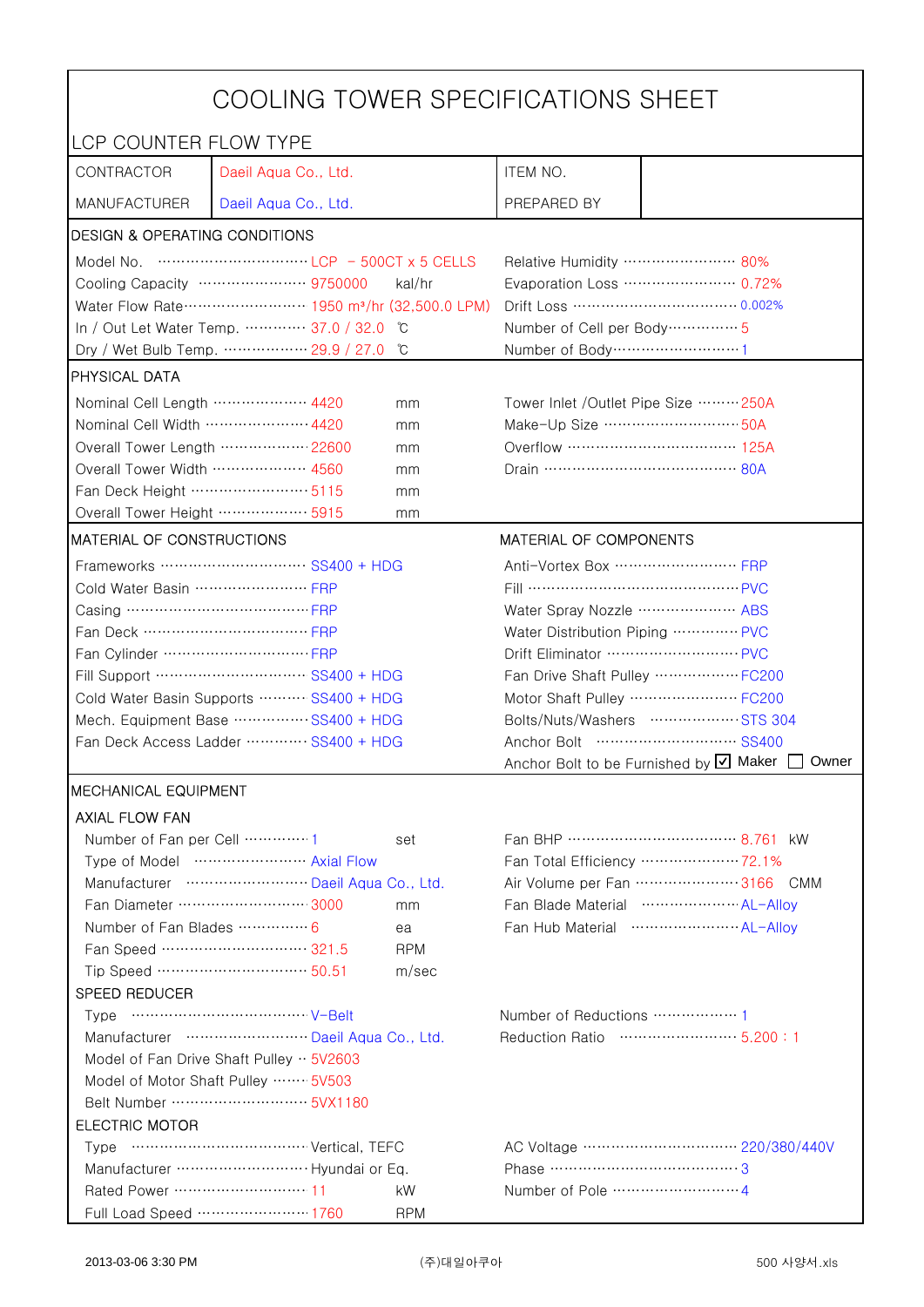# COOLING TOWER SPECIFICATIONS SHEET

## LCP COUNTER FLOW TYPE

| | | | |
|---|---|---|---|
| CONTRACTOR | Daeil Aqua Co., Ltd. | ITEM NO. | |
| MANUFACTURER | Daeil Aqua Co., Ltd. | PREPARED BY | |

### DESIGN & OPERATING CONDITIONS

- Model No. ························ LCP － 500CT x 5 CELLS
- Cooling Capacity ························ 9750000 kal/hr
- Water Flow Rate························ 1950 m³/hr (32,500.0 LPM)
- In / Out Let Water Temp. ············· 37.0 / 32.0 ℃
- Dry / Wet Bulb Temp. ··················· 29.9 / 27.0 ℃
- Relative Humidity ························ 80%
- Evaporation Loss ························ 0.72%
- Drift Loss ························ 0.002%
- Number of Cell per Body··············· 5
- Number of Body························ 1

### PHYSICAL DATA

- Nominal Cell Length ···················· 4420 mm
- Nominal Cell Width ······················ 4420 mm
- Overall Tower Length ··················· 22600 mm
- Overall Tower Width ···················· 4560 mm
- Fan Deck Height ························· 5115 mm
- Overall Tower Height ··················· 5915 mm
- Tower Inlet /Outlet Pipe Size ········· 250A
- Make-Up Size ························ 50A
- Overflow ························ 125A
- Drain ························ 80A

### MATERIAL OF CONSTRUCTIONS

- Frameworks ························ SS400 + HDG
- Cold Water Basin ························ FRP
- Casing ························ FRP
- Fan Deck ························ FRP
- Fan Cylinder ························ FRP
- Fill Support ························ SS400 + HDG
- Cold Water Basin Supports ·········· SS400 + HDG
- Mech. Equipment Base ················ SS400 + HDG
- Fan Deck Access Ladder ············· SS400 + HDG

### MATERIAL OF COMPONENTS

- Anti-Vortex Box ························ FRP
- Fill ························ PVC
- Water Spray Nozzle ····················· ABS
- Water Distribution Piping ·············· PVC
- Drift Eliminator ························ PVC
- Fan Drive Shaft Pulley ················· FC200
- Motor Shaft Pulley ······················· FC200
- Bolts/Nuts/Washers ···················· STS 304
- Anchor Bolt ························ SS400
- Anchor Bolt to be Furnished by ☑ Maker ☐ Owner

### MECHANICAL EQUIPMENT

#### AXIAL FLOW FAN

- Number of Fan per Cell ·············· 1 set
- Type of Model ························ Axial Flow
- Manufacturer ························ Daeil Aqua Co., Ltd.
- Fan Diameter ························ 3000 mm
- Number of Fan Blades ··············· 6 ea
- Fan Speed ························ 321.5 RPM
- Tip Speed ························ 50.51 m/sec
- Fan BHP ························ 8.761 kW
- Fan Total Efficiency ····················· 72.1%
- Air Volume per Fan ······················ 3166 CMM
- Fan Blade Material ······················ AL-Alloy
- Fan Hub Material ························ AL-Alloy

#### SPEED REDUCER

- Type ························ V-Belt
- Manufacturer ························ Daeil Aqua Co., Ltd.
- Model of Fan Drive Shaft Pulley ·· 5V2603
- Model of Motor Shaft Pulley ······· 5V503
- Belt Number ························ 5VX1180
- Number of Reductions ·················· 1
- Reduction Ratio ························ 5.200 : 1

#### ELECTRIC MOTOR

- Type ························ Vertical, TEFC
- Manufacturer ························ Hyundai or Eq.
- Rated Power ························ 11 kW
- Full Load Speed ························ 1760 RPM
- AC Voltage ························ 220/380/440V
- Phase ························ 3
- Number of Pole ························ 4

2013-03-06 3:30 PM (주)대일아쿠아 500 사양서.xls